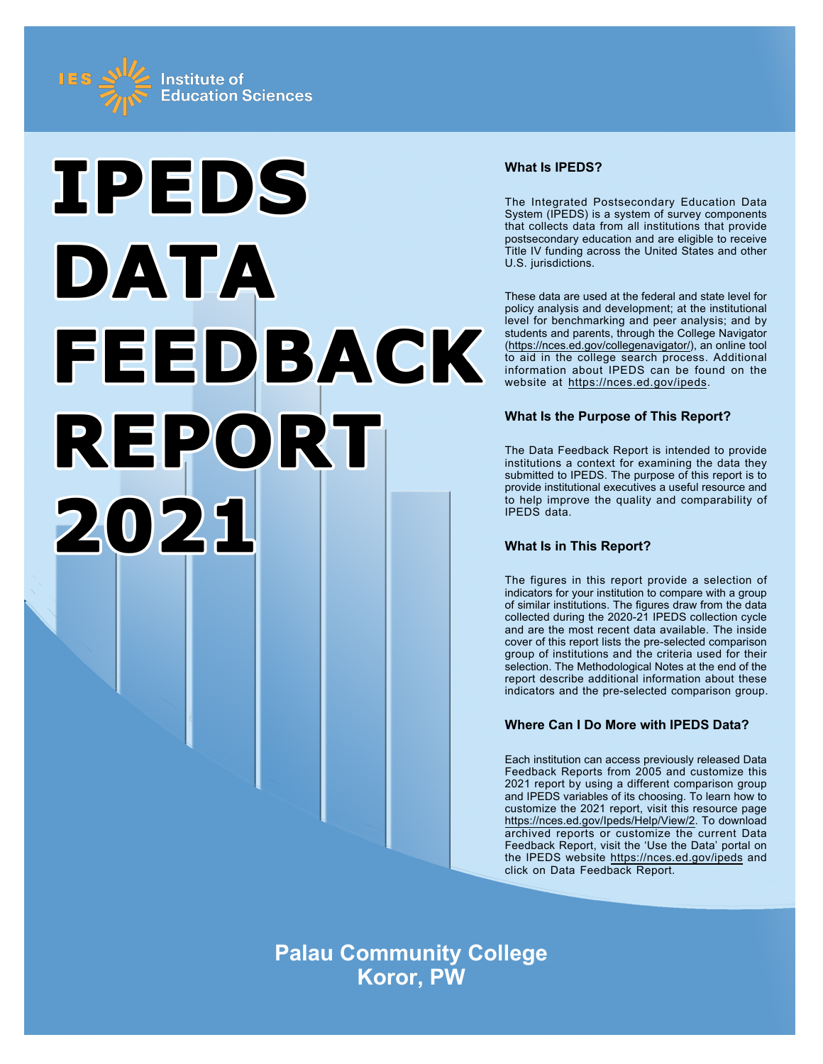Institute of Education Sciences

# IPEDS DATA FEEDBACK REPORT 2021

### What Is IPEDS?

The Integrated Postsecondary Education Data System (IPEDS) is a system of survey components that collects data from all institutions that provide postsecondary education and are eligible to receive Title IV funding across the United States and other U.S. jurisdictions.

These data are used at the federal and state level for policy analysis and development; at the institutional level for benchmarking and peer analysis; and by students and parents, through the College Navigator (https://nces.ed.gov/collegenavigator/), an online tool to aid in the college search process. Additional information about IPEDS can be found on the website at https://nces.ed.gov/ipeds.

### What Is the Purpose of This Report?

The Data Feedback Report is intended to provide institutions a context for examining the data they submitted to IPEDS. The purpose of this report is to provide institutional executives a useful resource and to help improve the quality and comparability of IPEDS data.

### What Is in This Report?

The figures in this report provide a selection of indicators for your institution to compare with a group of similar institutions. The figures draw from the data collected during the 2020-21 IPEDS collection cycle and are the most recent data available. The inside cover of this report lists the pre-selected comparison group of institutions and the criteria used for their selection. The Methodological Notes at the end of the report describe additional information about these indicators and the pre-selected comparison group.

### Where Can I Do More with IPEDS Data?

Each institution can access previously released Data Feedback Reports from 2005 and customize this 2021 report by using a different comparison group and IPEDS variables of its choosing. To learn how to customize the 2021 report, visit this resource page https://nces.ed.gov/Ipeds/Help/View/2. To download archived reports or customize the current Data Feedback Report, visit the 'Use the Data' portal on the IPEDS website https://nces.ed.gov/ipeds and click on Data Feedback Report.

**Palau Community College**
**Koror, PW**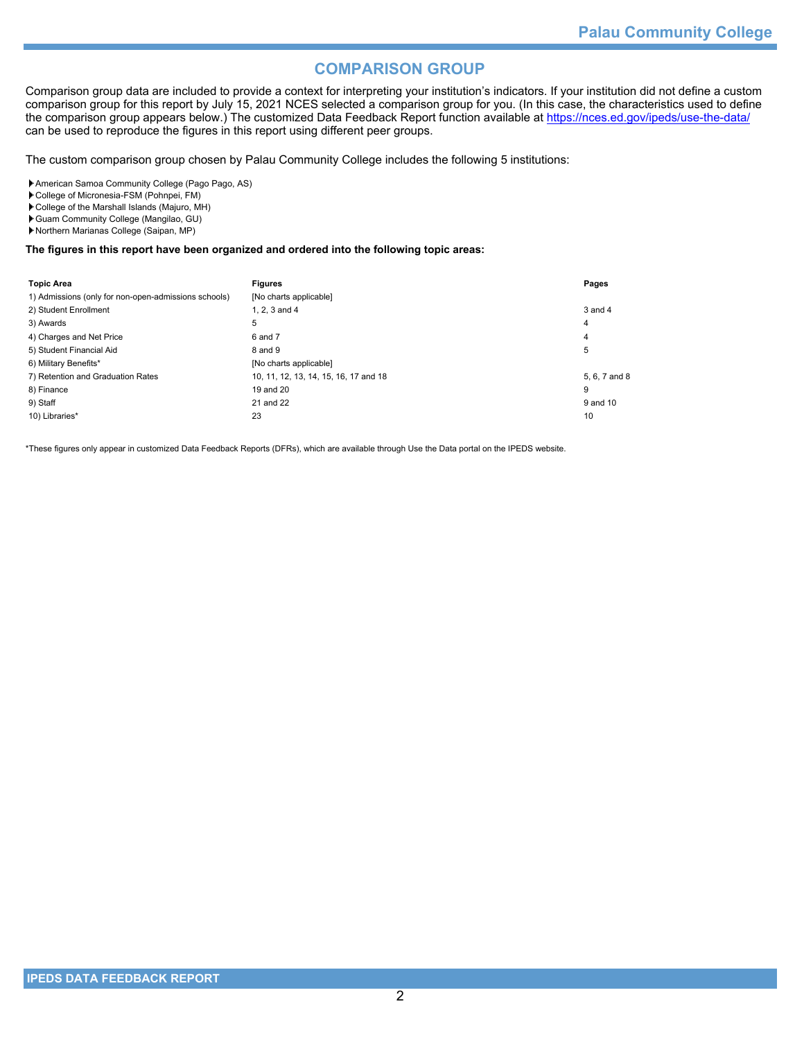# COMPARISON GROUP

Comparison group data are included to provide a context for interpreting your institution's indicators. If your institution did not define a custom comparison group for this report by July 15, 2021 NCES selected a comparison group for you. (In this case, the characteristics used to define the comparison group appears below.) The customized Data Feedback Report function available at https://nces.ed.gov/ipeds/use-the-data/ can be used to reproduce the figures in this report using different peer groups.

The custom comparison group chosen by Palau Community College includes the following 5 institutions:

- American Samoa Community College (Pago Pago, AS)
- College of Micronesia-FSM (Pohnpei, FM)
- College of the Marshall Islands (Majuro, MH)
- Guam Community College (Mangilao, GU)
- Northern Marianas College (Saipan, MP)

**The figures in this report have been organized and ordered into the following topic areas:**

| Topic Area | Figures | Pages |
|---|---|---|
| 1) Admissions (only for non-open-admissions schools) | [No charts applicable] | |
| 2) Student Enrollment | 1, 2, 3 and 4 | 3 and 4 |
| 3) Awards | 5 | 4 |
| 4) Charges and Net Price | 6 and 7 | 4 |
| 5) Student Financial Aid | 8 and 9 | 5 |
| 6) Military Benefits* | [No charts applicable] | |
| 7) Retention and Graduation Rates | 10, 11, 12, 13, 14, 15, 16, 17 and 18 | 5, 6, 7 and 8 |
| 8) Finance | 19 and 20 | 9 |
| 9) Staff | 21 and 22 | 9 and 10 |
| 10) Libraries* | 23 | 10 |

*These figures only appear in customized Data Feedback Reports (DFRs), which are available through Use the Data portal on the IPEDS website.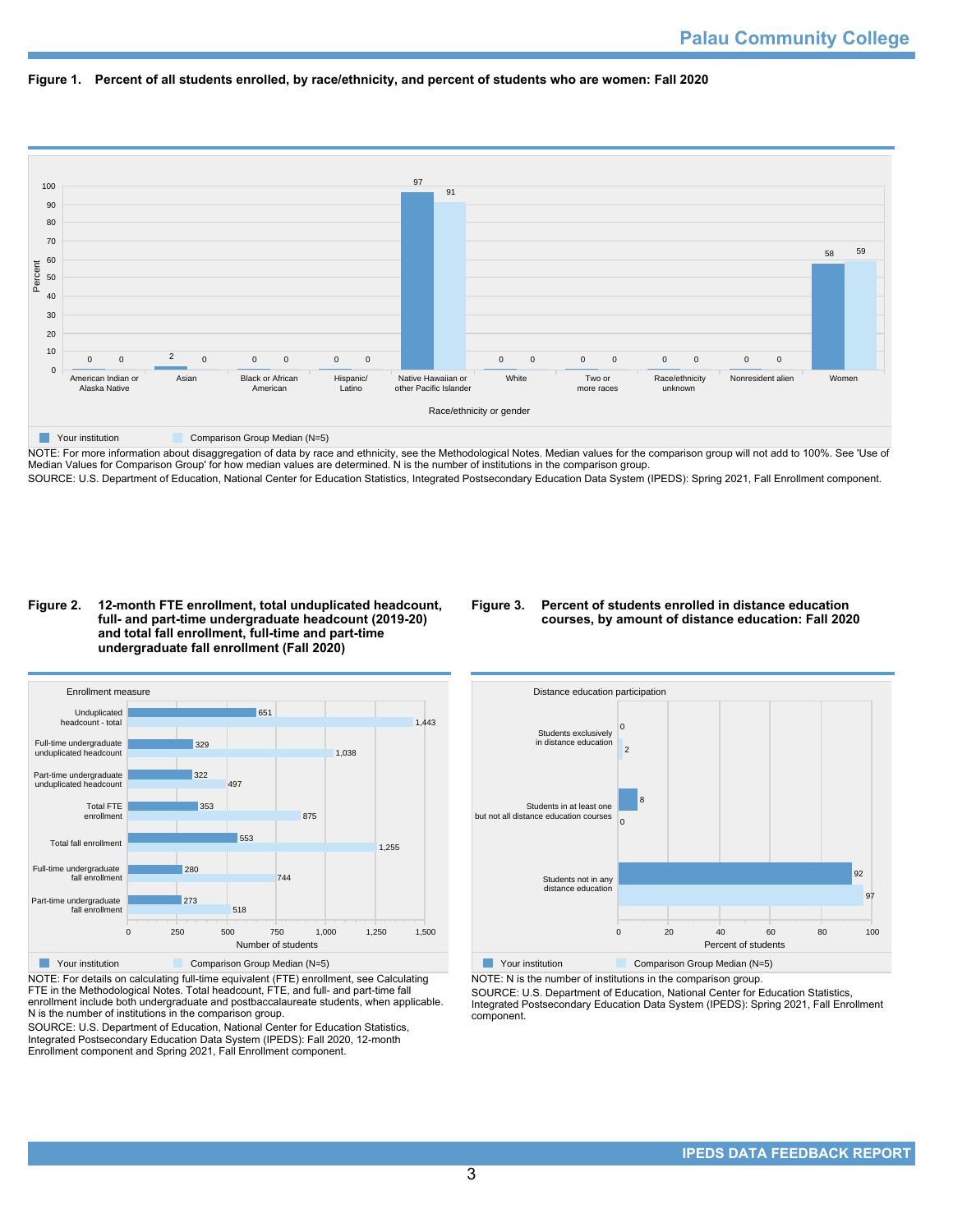Palau Community College

**Figure 1. Percent of all students enrolled, by race/ethnicity, and percent of students who are women: Fall 2020**

| Race/ethnicity or gender | Your institution | Comparison Group Median (N=5) |
|---|---|---|
| American Indian or Alaska Native | 0 | 0 |
| Asian | 2 | 0 |
| Black or African American | 0 | 0 |
| Hispanic/ Latino | 0 | 0 |
| Native Hawaiian or other Pacific Islander | 97 | 91 |
| White | 0 | 0 |
| Two or more races | 0 | 0 |
| Race/ethnicity unknown | 0 | 0 |
| Nonresident alien | 0 | 0 |
| Women | 58 | 59 |

NOTE: For more information about disaggregation of data by race and ethnicity, see the Methodological Notes. Median values for the comparison group will not add to 100%. See 'Use of Median Values for Comparison Group' for how median values are determined. N is the number of institutions in the comparison group.
SOURCE: U.S. Department of Education, National Center for Education Statistics, Integrated Postsecondary Education Data System (IPEDS): Spring 2021, Fall Enrollment component.

**Figure 2. 12-month FTE enrollment, total unduplicated headcount, full- and part-time undergraduate headcount (2019-20) and total fall enrollment, full-time and part-time undergraduate fall enrollment (Fall 2020)**

| Enrollment measure | Your institution | Comparison Group Median (N=5) |
|---|---|---|
| Unduplicated headcount - total | 651 | 1,443 |
| Full-time undergraduate unduplicated headcount | 329 | 1,038 |
| Part-time undergraduate unduplicated headcount | 322 | 497 |
| Total FTE enrollment | 353 | 875 |
| Total fall enrollment | 553 | 1,255 |
| Full-time undergraduate fall enrollment | 280 | 744 |
| Part-time undergraduate fall enrollment | 273 | 518 |

NOTE: For details on calculating full-time equivalent (FTE) enrollment, see Calculating FTE in the Methodological Notes. Total headcount, FTE, and full- and part-time fall enrollment include both undergraduate and postbaccalaureate students, when applicable. N is the number of institutions in the comparison group.
SOURCE: U.S. Department of Education, National Center for Education Statistics, Integrated Postsecondary Education Data System (IPEDS): Fall 2020, 12-month Enrollment component and Spring 2021, Fall Enrollment component.

**Figure 3. Percent of students enrolled in distance education courses, by amount of distance education: Fall 2020**

| Distance education participation | Your institution | Comparison Group Median (N=5) |
|---|---|---|
| Students exclusively in distance education | 0 | 2 |
| Students in at least one but not all distance education courses | 8 | 0 |
| Students not in any distance education | 92 | 97 |

NOTE: N is the number of institutions in the comparison group.
SOURCE: U.S. Department of Education, National Center for Education Statistics, Integrated Postsecondary Education Data System (IPEDS): Spring 2021, Fall Enrollment component.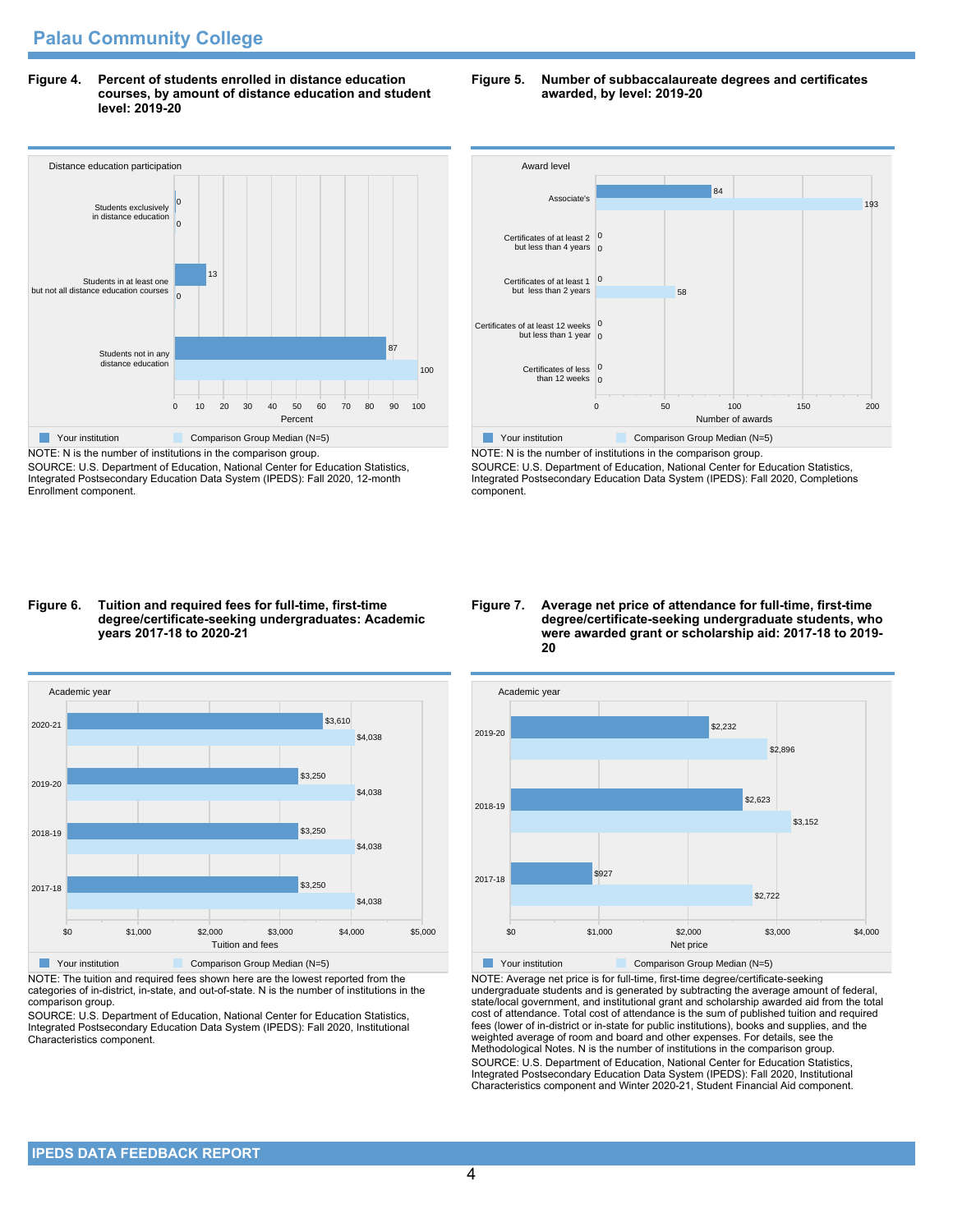## Palau Community College

**Figure 4. Percent of students enrolled in distance education courses, by amount of distance education and student level: 2019-20**

| Distance education participation | Your institution | Comparison Group Median (N=5) |
|---|---|---|
| Students exclusively in distance education | 0 | 0 |
| Students in at least one but not all distance education courses | 13 | 0 |
| Students not in any distance education | 87 | 100 |

NOTE: N is the number of institutions in the comparison group.
SOURCE: U.S. Department of Education, National Center for Education Statistics, Integrated Postsecondary Education Data System (IPEDS): Fall 2020, 12-month Enrollment component.

**Figure 5. Number of subbaccalaureate degrees and certificates awarded, by level: 2019-20**

| Award level | Your institution | Comparison Group Median (N=5) |
|---|---|---|
| Associate's | 84 | 193 |
| Certificates of at least 2 but less than 4 years | 0 | 0 |
| Certificates of at least 1 but less than 2 years | 0 | 58 |
| Certificates of at least 12 weeks but less than 1 year | 0 | 0 |
| Certificates of less than 12 weeks | 0 | 0 |

NOTE: N is the number of institutions in the comparison group.
SOURCE: U.S. Department of Education, National Center for Education Statistics, Integrated Postsecondary Education Data System (IPEDS): Fall 2020, Completions component.

**Figure 6. Tuition and required fees for full-time, first-time degree/certificate-seeking undergraduates: Academic years 2017-18 to 2020-21**

| Academic year | Your institution | Comparison Group Median (N=5) |
|---|---|---|
| 2020-21 | $3,610 | $4,038 |
| 2019-20 | $3,250 | $4,038 |
| 2018-19 | $3,250 | $4,038 |
| 2017-18 | $3,250 | $4,038 |

NOTE: The tuition and required fees shown here are the lowest reported from the categories of in-district, in-state, and out-of-state. N is the number of institutions in the comparison group.
SOURCE: U.S. Department of Education, National Center for Education Statistics, Integrated Postsecondary Education Data System (IPEDS): Fall 2020, Institutional Characteristics component.

**Figure 7. Average net price of attendance for full-time, first-time degree/certificate-seeking undergraduate students, who were awarded grant or scholarship aid: 2017-18 to 2019-20**

| Academic year | Your institution | Comparison Group Median (N=5) |
|---|---|---|
| 2019-20 | $2,232 | $2,896 |
| 2018-19 | $2,623 | $3,152 |
| 2017-18 | $927 | $2,722 |

NOTE: Average net price is for full-time, first-time degree/certificate-seeking undergraduate students and is generated by subtracting the average amount of federal, state/local government, and institutional grant and scholarship awarded aid from the total cost of attendance. Total cost of attendance is the sum of published tuition and required fees (lower of in-district or in-state for public institutions), books and supplies, and the weighted average of room and board and other expenses. For details, see the Methodological Notes. N is the number of institutions in the comparison group.
SOURCE: U.S. Department of Education, National Center for Education Statistics, Integrated Postsecondary Education Data System (IPEDS): Fall 2020, Institutional Characteristics component and Winter 2020-21, Student Financial Aid component.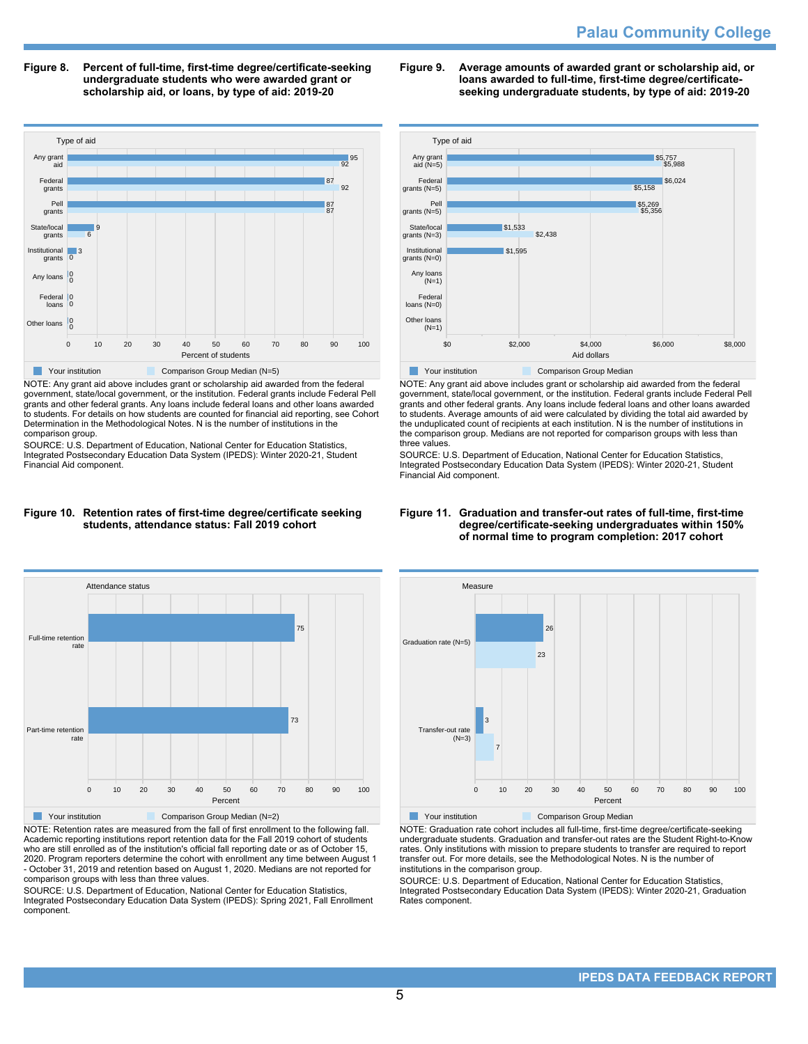**Figure 8. Percent of full-time, first-time degree/certificate-seeking undergraduate students who were awarded grant or scholarship aid, or loans, by type of aid: 2019-20**

| Type of aid | Your institution | Comparison Group Median (N=5) |
| --- | --- | --- |
| Any grant aid | 95 | 92 |
| Federal grants | 87 | 92 |
| Pell grants | 87 | 87 |
| State/local grants | 9 | 6 |
| Institutional grants | 3 | 0 |
| Any loans | 0 | 0 |
| Federal loans | 0 | 0 |
| Other loans | 0 | 0 |

NOTE: Any grant aid above includes grant or scholarship aid awarded from the federal government, state/local government, or the institution. Federal grants include Federal Pell grants and other federal grants. Any loans include federal loans and other loans awarded to students. For details on how students are counted for financial aid reporting, see Cohort Determination in the Methodological Notes. N is the number of institutions in the comparison group.

SOURCE: U.S. Department of Education, National Center for Education Statistics, Integrated Postsecondary Education Data System (IPEDS): Winter 2020-21, Student Financial Aid component.

**Figure 9. Average amounts of awarded grant or scholarship aid, or loans awarded to full-time, first-time degree/certificate-seeking undergraduate students, by type of aid: 2019-20**

| Type of aid | Your institution | Comparison Group Median |
| --- | --- | --- |
| Any grant aid (N=5) | $5,757 | $5,988 |
| Federal grants (N=5) | $6,024 | $5,158 |
| Pell grants (N=5) | $5,269 | $5,356 |
| State/local grants (N=3) | $1,533 | $2,438 |
| Institutional grants (N=0) | $1,595 | |
| Any loans (N=1) | | |
| Federal loans (N=0) | | |
| Other loans (N=1) | | |

NOTE: Any grant aid above includes grant or scholarship aid awarded from the federal government, state/local government, or the institution. Federal grants include Federal Pell grants and other federal grants. Any loans include federal loans and other loans awarded to students. Average amounts of aid were calculated by dividing the total aid awarded by the unduplicated count of recipients at each institution. N is the number of institutions in the comparison group. Medians are not reported for comparison groups with less than three values.

SOURCE: U.S. Department of Education, National Center for Education Statistics, Integrated Postsecondary Education Data System (IPEDS): Winter 2020-21, Student Financial Aid component.

**Figure 10. Retention rates of first-time degree/certificate seeking students, attendance status: Fall 2019 cohort**

| Attendance status | Your institution | Comparison Group Median (N=2) |
| --- | --- | --- |
| Full-time retention rate | 75 | |
| Part-time retention rate | 73 | |

NOTE: Retention rates are measured from the fall of first enrollment to the following fall. Academic reporting institutions report retention data for the Fall 2019 cohort of students who are still enrolled as of the institution's official fall reporting date or as of October 15, 2020. Program reporters determine the cohort with enrollment any time between August 1 - October 31, 2019 and retention based on August 1, 2020. Medians are not reported for comparison groups with less than three values.

SOURCE: U.S. Department of Education, National Center for Education Statistics, Integrated Postsecondary Education Data System (IPEDS): Spring 2021, Fall Enrollment component.

**Figure 11. Graduation and transfer-out rates of full-time, first-time degree/certificate-seeking undergraduates within 150% of normal time to program completion: 2017 cohort**

| Measure | Your institution | Comparison Group Median |
| --- | --- | --- |
| Graduation rate (N=5) | 26 | 23 |
| Transfer-out rate (N=3) | 3 | 7 |

NOTE: Graduation rate cohort includes all full-time, first-time degree/certificate-seeking undergraduate students. Graduation and transfer-out rates are the Student Right-to-Know rates. Only institutions with mission to prepare students to transfer are required to report transfer out. For more details, see the Methodological Notes. N is the number of institutions in the comparison group.

SOURCE: U.S. Department of Education, National Center for Education Statistics, Integrated Postsecondary Education Data System (IPEDS): Winter 2020-21, Graduation Rates component.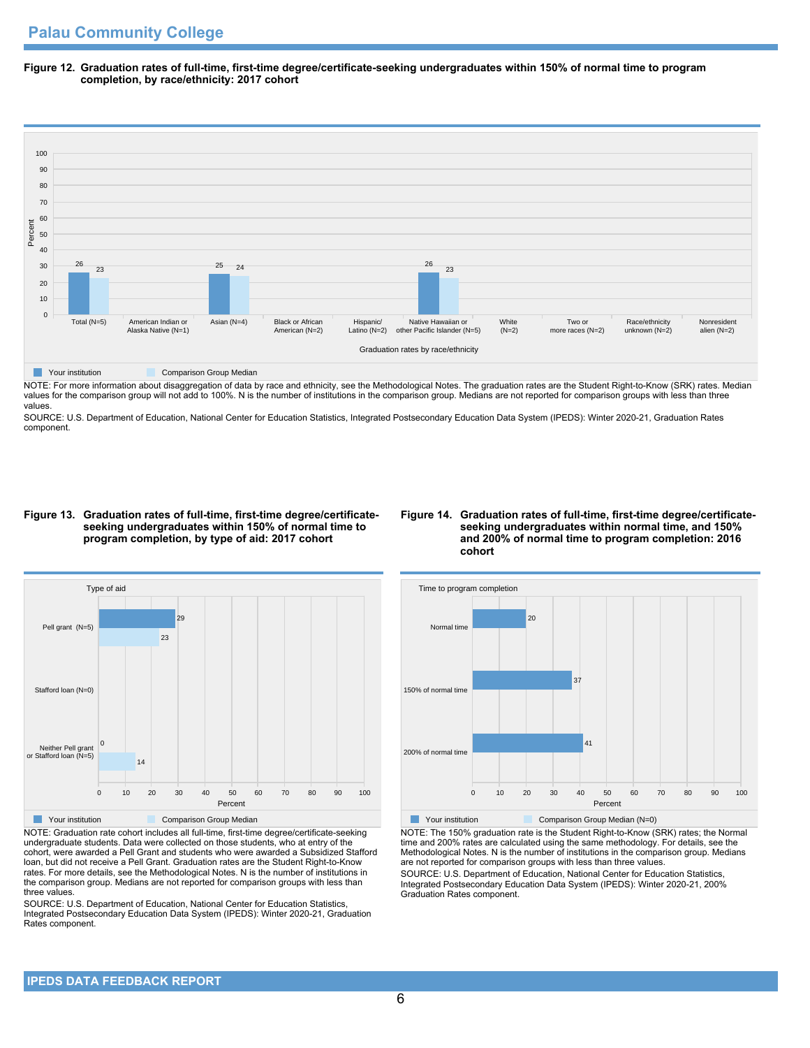## Palau Community College

**Figure 12. Graduation rates of full-time, first-time degree/certificate-seeking undergraduates within 150% of normal time to program completion, by race/ethnicity: 2017 cohort**

| Graduation rates by race/ethnicity | Your institution | Comparison Group Median |
|---|---|---|
| Total (N=5) | 26 | 23 |
| American Indian or Alaska Native (N=1) | | |
| Asian (N=4) | 25 | 24 |
| Black or African American (N=2) | | |
| Hispanic/ Latino (N=2) | | |
| Native Hawaiian or other Pacific Islander (N=5) | 26 | 23 |
| White (N=2) | | |
| Two or more races (N=2) | | |
| Race/ethnicity unknown (N=2) | | |
| Nonresident alien (N=2) | | |

NOTE: For more information about disaggregation of data by race and ethnicity, see the Methodological Notes. The graduation rates are the Student Right-to-Know (SRK) rates. Median values for the comparison group will not add to 100%. N is the number of institutions in the comparison group. Medians are not reported for comparison groups with less than three values.

SOURCE: U.S. Department of Education, National Center for Education Statistics, Integrated Postsecondary Education Data System (IPEDS): Winter 2020-21, Graduation Rates component.

**Figure 13. Graduation rates of full-time, first-time degree/certificate-seeking undergraduates within 150% of normal time to program completion, by type of aid: 2017 cohort**

| Type of aid | Your institution | Comparison Group Median |
|---|---|---|
| Pell grant (N=5) | 29 | 23 |
| Stafford loan (N=0) | | |
| Neither Pell grant or Stafford loan (N=5) | 0 | 14 |

NOTE: Graduation rate cohort includes all full-time, first-time degree/certificate-seeking undergraduate students. Data were collected on those students, who at entry of the cohort, were awarded a Pell Grant and students who were awarded a Subsidized Stafford loan, but did not receive a Pell Grant. Graduation rates are the Student Right-to-Know rates. For more details, see the Methodological Notes. N is the number of institutions in the comparison group. Medians are not reported for comparison groups with less than three values.

SOURCE: U.S. Department of Education, National Center for Education Statistics, Integrated Postsecondary Education Data System (IPEDS): Winter 2020-21, Graduation Rates component.

**Figure 14. Graduation rates of full-time, first-time degree/certificate-seeking undergraduates within normal time, and 150% and 200% of normal time to program completion: 2016 cohort**

| Time to program completion | Your institution | Comparison Group Median (N=0) |
|---|---|---|
| Normal time | 20 | |
| 150% of normal time | 37 | |
| 200% of normal time | 41 | |

NOTE: The 150% graduation rate is the Student Right-to-Know (SRK) rates; the Normal time and 200% rates are calculated using the same methodology. For details, see the Methodological Notes. N is the number of institutions in the comparison group. Medians are not reported for comparison groups with less than three values.

SOURCE: U.S. Department of Education, National Center for Education Statistics, Integrated Postsecondary Education Data System (IPEDS): Winter 2020-21, 200% Graduation Rates component.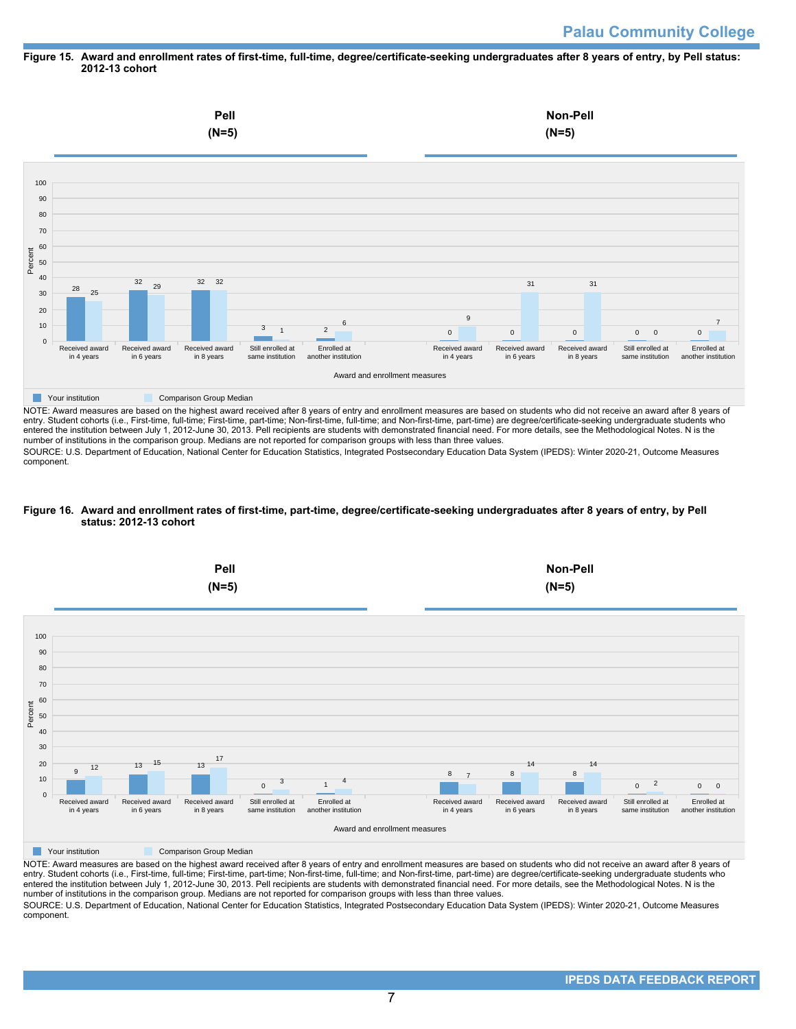**Figure 15. Award and enrollment rates of first-time, full-time, degree/certificate-seeking undergraduates after 8 years of entry, by Pell status: 2012-13 cohort**

| Award and enrollment measures | Pell (N=5) Your institution | Pell (N=5) Comparison Group Median | Non-Pell (N=5) Your institution | Non-Pell (N=5) Comparison Group Median |
|---|---|---|---|---|
| Received award in 4 years | 28 | 25 | 0 | 9 |
| Received award in 6 years | 32 | 29 | 0 | 31 |
| Received award in 8 years | 32 | 32 | 0 | 31 |
| Still enrolled at same institution | 3 | 1 | 0 | 0 |
| Enrolled at another institution | 2 | 6 | 0 | 7 |

NOTE: Award measures are based on the highest award received after 8 years of entry and enrollment measures are based on students who did not receive an award after 8 years of entry. Student cohorts (i.e., First-time, full-time; First-time, part-time; Non-first-time, full-time; and Non-first-time, part-time) are degree/certificate-seeking undergraduate students who entered the institution between July 1, 2012-June 30, 2013. Pell recipients are students with demonstrated financial need. For more details, see the Methodological Notes. N is the number of institutions in the comparison group. Medians are not reported for comparison groups with less than three values.

SOURCE: U.S. Department of Education, National Center for Education Statistics, Integrated Postsecondary Education Data System (IPEDS): Winter 2020-21, Outcome Measures component.

**Figure 16. Award and enrollment rates of first-time, part-time, degree/certificate-seeking undergraduates after 8 years of entry, by Pell status: 2012-13 cohort**

| Award and enrollment measures | Pell (N=5) Your institution | Pell (N=5) Comparison Group Median | Non-Pell (N=5) Your institution | Non-Pell (N=5) Comparison Group Median |
|---|---|---|---|---|
| Received award in 4 years | 9 | 12 | 8 | 7 |
| Received award in 6 years | 13 | 15 | 8 | 14 |
| Received award in 8 years | 13 | 17 | 8 | 14 |
| Still enrolled at same institution | 0 | 3 | 0 | 2 |
| Enrolled at another institution | 1 | 4 | 0 | 0 |

NOTE: Award measures are based on the highest award received after 8 years of entry and enrollment measures are based on students who did not receive an award after 8 years of entry. Student cohorts (i.e., First-time, full-time; First-time, part-time; Non-first-time, full-time; and Non-first-time, part-time) are degree/certificate-seeking undergraduate students who entered the institution between July 1, 2012-June 30, 2013. Pell recipients are students with demonstrated financial need. For more details, see the Methodological Notes. N is the number of institutions in the comparison group. Medians are not reported for comparison groups with less than three values.

SOURCE: U.S. Department of Education, National Center for Education Statistics, Integrated Postsecondary Education Data System (IPEDS): Winter 2020-21, Outcome Measures component.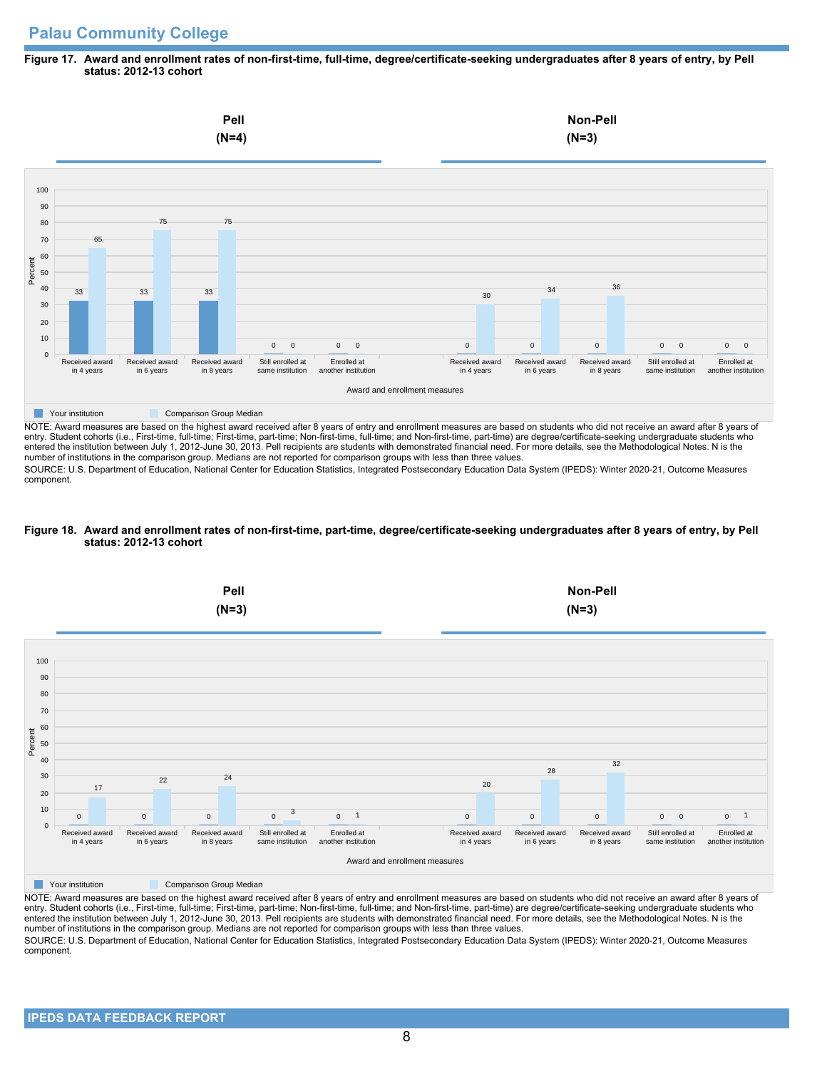## Palau Community College

**Figure 17. Award and enrollment rates of non-first-time, full-time, degree/certificate-seeking undergraduates after 8 years of entry, by Pell status: 2012-13 cohort**

| Award and enrollment measures | Pell (N=4) Your institution | Pell (N=4) Comparison Group Median | Non-Pell (N=3) Your institution | Non-Pell (N=3) Comparison Group Median |
|---|---|---|---|---|
| Received award in 4 years | 33 | 65 | 0 | 30 |
| Received award in 6 years | 33 | 75 | 0 | 34 |
| Received award in 8 years | 33 | 75 | 0 | 36 |
| Still enrolled at same institution | 0 | 0 | 0 | 0 |
| Enrolled at another institution | 0 | 0 | 0 | 0 |

NOTE: Award measures are based on the highest award received after 8 years of entry and enrollment measures are based on students who did not receive an award after 8 years of entry. Student cohorts (i.e., First-time, full-time; First-time, part-time; Non-first-time, full-time; and Non-first-time, part-time) are degree/certificate-seeking undergraduate students who entered the institution between July 1, 2012-June 30, 2013. Pell recipients are students with demonstrated financial need. For more details, see the Methodological Notes. N is the number of institutions in the comparison group. Medians are not reported for comparison groups with less than three values.

SOURCE: U.S. Department of Education, National Center for Education Statistics, Integrated Postsecondary Education Data System (IPEDS): Winter 2020-21, Outcome Measures component.

**Figure 18. Award and enrollment rates of non-first-time, part-time, degree/certificate-seeking undergraduates after 8 years of entry, by Pell status: 2012-13 cohort**

| Award and enrollment measures | Pell (N=3) Your institution | Pell (N=3) Comparison Group Median | Non-Pell (N=3) Your institution | Non-Pell (N=3) Comparison Group Median |
|---|---|---|---|---|
| Received award in 4 years | 0 | 17 | 0 | 20 |
| Received award in 6 years | 0 | 22 | 0 | 28 |
| Received award in 8 years | 0 | 24 | 0 | 32 |
| Still enrolled at same institution | 0 | 3 | 0 | 0 |
| Enrolled at another institution | 0 | 1 | 0 | 1 |

NOTE: Award measures are based on the highest award received after 8 years of entry and enrollment measures are based on students who did not receive an award after 8 years of entry. Student cohorts (i.e., First-time, full-time; First-time, part-time; Non-first-time, full-time; and Non-first-time, part-time) are degree/certificate-seeking undergraduate students who entered the institution between July 1, 2012-June 30, 2013. Pell recipients are students with demonstrated financial need. For more details, see the Methodological Notes. N is the number of institutions in the comparison group. Medians are not reported for comparison groups with less than three values.

SOURCE: U.S. Department of Education, National Center for Education Statistics, Integrated Postsecondary Education Data System (IPEDS): Winter 2020-21, Outcome Measures component.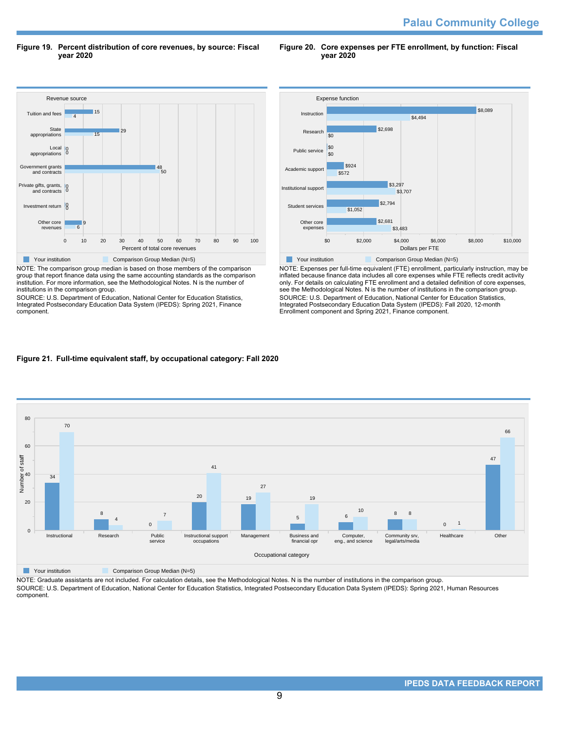**Figure 19. Percent distribution of core revenues, by source: Fiscal year 2020**

| Revenue source | Your institution | Comparison Group Median (N=5) |
|---|---|---|
| Tuition and fees | 15 | 4 |
| State appropriations | 29 | 15 |
| Local appropriations | 0 | 0 |
| Government grants and contracts | 48 | 50 |
| Private gifts, grants, and contracts | 0 | 0 |
| Investment return | 0 | 0 |
| Other core revenues | 9 | 6 |

Percent of total core revenues

NOTE: The comparison group median is based on those members of the comparison group that report finance data using the same accounting standards as the comparison institution. For more information, see the Methodological Notes. N is the number of institutions in the comparison group.

SOURCE: U.S. Department of Education, National Center for Education Statistics, Integrated Postsecondary Education Data System (IPEDS): Spring 2021, Finance component.

**Figure 20. Core expenses per FTE enrollment, by function: Fiscal year 2020**

| Expense function | Your institution | Comparison Group Median (N=5) |
|---|---|---|
| Instruction | $8,089 | $4,494 |
| Research | $2,698 | $0 |
| Public service | $0 | $0 |
| Academic support | $924 | $572 |
| Institutional support | $3,297 | $3,707 |
| Student services | $2,794 | $1,052 |
| Other core expenses | $2,681 | $3,483 |

Dollars per FTE

NOTE: Expenses per full-time equivalent (FTE) enrollment, particularly instruction, may be inflated because finance data includes all core expenses while FTE reflects credit activity only. For details on calculating FTE enrollment and a detailed definition of core expenses, see the Methodological Notes. N is the number of institutions in the comparison group.

SOURCE: U.S. Department of Education, National Center for Education Statistics, Integrated Postsecondary Education Data System (IPEDS): Fall 2020, 12-month Enrollment component and Spring 2021, Finance component.

**Figure 21. Full-time equivalent staff, by occupational category: Fall 2020**

| Occupational category | Your institution | Comparison Group Median (N=5) |
|---|---|---|
| Instructional | 34 | 70 |
| Research | 8 | 4 |
| Public service | 0 | 7 |
| Instructional support occupations | 20 | 41 |
| Management | 19 | 27 |
| Business and financial opr | 5 | 19 |
| Computer, eng., and science | 6 | 10 |
| Community srv, legal/arts/media | 8 | 8 |
| Healthcare | 0 | 1 |
| Other | 47 | 66 |

Number of staff

NOTE: Graduate assistants are not included. For calculation details, see the Methodological Notes. N is the number of institutions in the comparison group.

SOURCE: U.S. Department of Education, National Center for Education Statistics, Integrated Postsecondary Education Data System (IPEDS): Spring 2021, Human Resources component.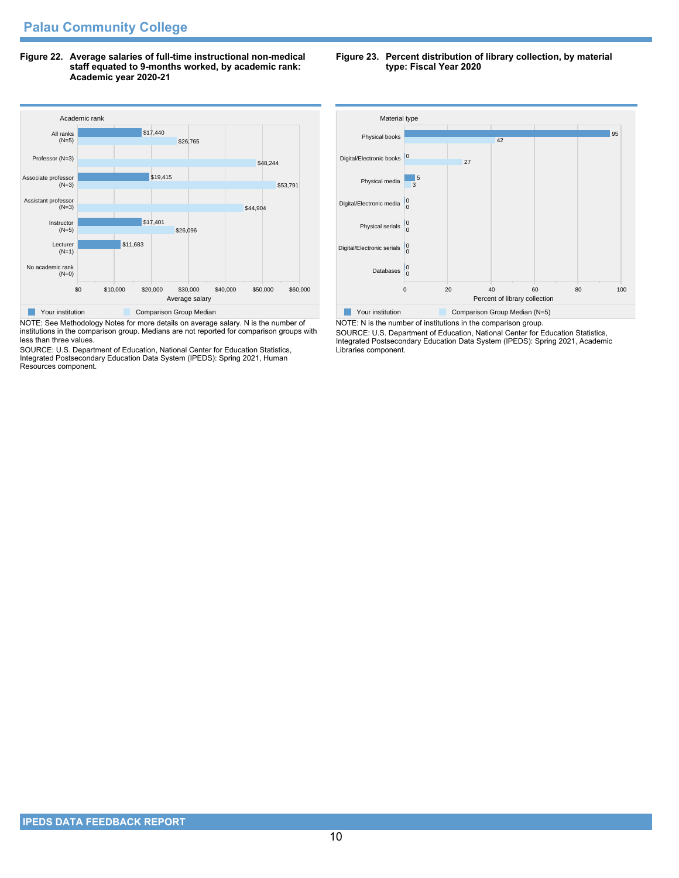## Palau Community College

**Figure 22. Average salaries of full-time instructional non-medical staff equated to 9-months worked, by academic rank: Academic year 2020-21**

| Academic rank | Your institution | Comparison Group Median |
|---|---|---|
| All ranks (N=5) | $17,440 | $26,765 |
| Professor (N=3) | | $48,244 |
| Associate professor (N=3) | $19,415 | $53,791 |
| Assistant professor (N=3) | | $44,904 |
| Instructor (N=5) | $17,401 | $26,096 |
| Lecturer (N=1) | $11,683 | |
| No academic rank (N=0) | | |

NOTE: See Methodology Notes for more details on average salary. N is the number of institutions in the comparison group. Medians are not reported for comparison groups with less than three values.

SOURCE: U.S. Department of Education, National Center for Education Statistics, Integrated Postsecondary Education Data System (IPEDS): Spring 2021, Human Resources component.

**Figure 23. Percent distribution of library collection, by material type: Fiscal Year 2020**

| Material type | Your institution | Comparison Group Median (N=5) |
|---|---|---|
| Physical books | 95 | 42 |
| Digital/Electronic books | 0 | 27 |
| Physical media | 5 | 3 |
| Digital/Electronic media | 0 | 0 |
| Physical serials | 0 | 0 |
| Digital/Electronic serials | 0 | 0 |
| Databases | 0 | 0 |

NOTE: N is the number of institutions in the comparison group.

SOURCE: U.S. Department of Education, National Center for Education Statistics, Integrated Postsecondary Education Data System (IPEDS): Spring 2021, Academic Libraries component.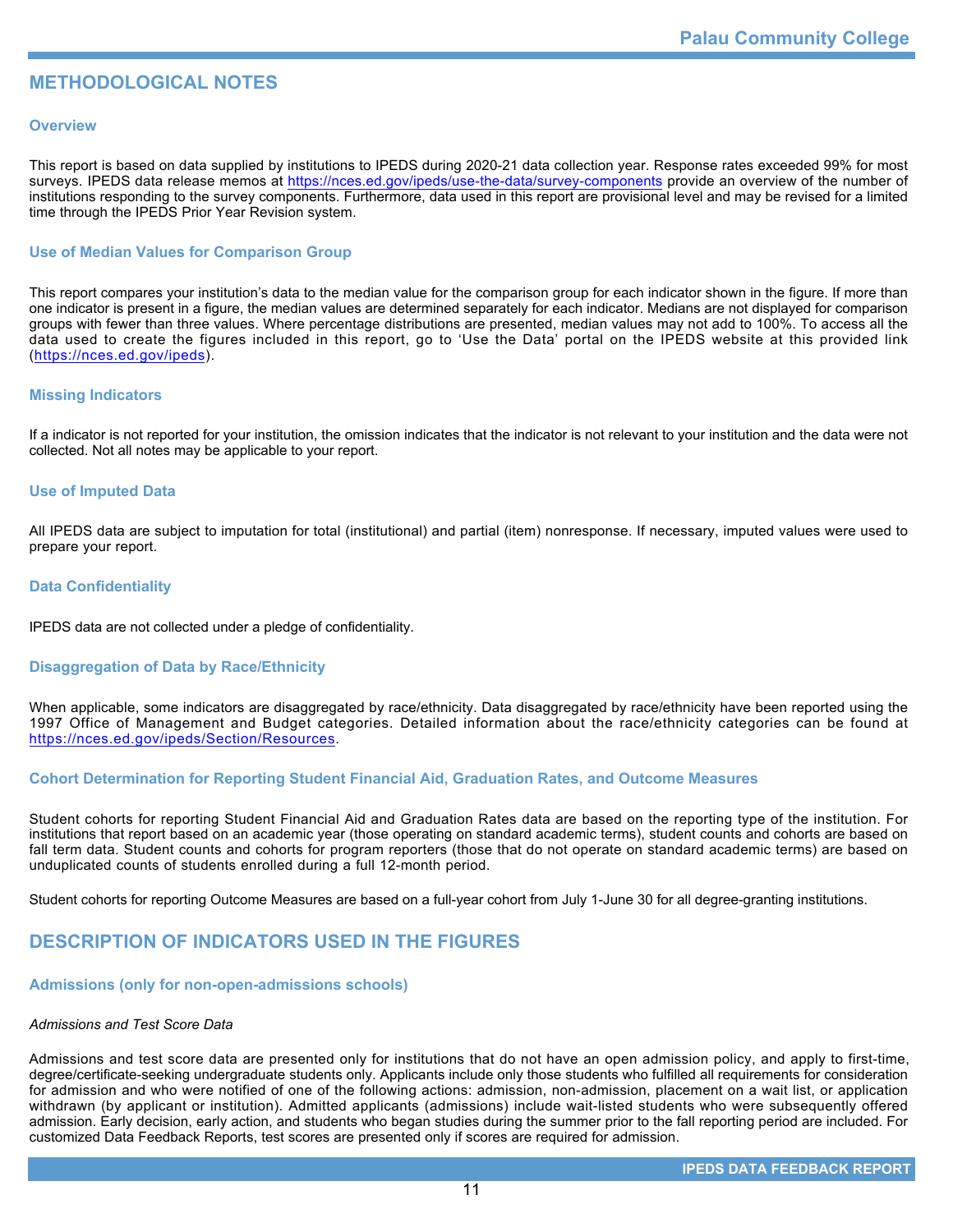# METHODOLOGICAL NOTES

## Overview

This report is based on data supplied by institutions to IPEDS during 2020-21 data collection year. Response rates exceeded 99% for most surveys. IPEDS data release memos at https://nces.ed.gov/ipeds/use-the-data/survey-components provide an overview of the number of institutions responding to the survey components. Furthermore, data used in this report are provisional level and may be revised for a limited time through the IPEDS Prior Year Revision system.

## Use of Median Values for Comparison Group

This report compares your institution's data to the median value for the comparison group for each indicator shown in the figure. If more than one indicator is present in a figure, the median values are determined separately for each indicator. Medians are not displayed for comparison groups with fewer than three values. Where percentage distributions are presented, median values may not add to 100%. To access all the data used to create the figures included in this report, go to 'Use the Data' portal on the IPEDS website at this provided link (https://nces.ed.gov/ipeds).

## Missing Indicators

If a indicator is not reported for your institution, the omission indicates that the indicator is not relevant to your institution and the data were not collected. Not all notes may be applicable to your report.

## Use of Imputed Data

All IPEDS data are subject to imputation for total (institutional) and partial (item) nonresponse. If necessary, imputed values were used to prepare your report.

## Data Confidentiality

IPEDS data are not collected under a pledge of confidentiality.

## Disaggregation of Data by Race/Ethnicity

When applicable, some indicators are disaggregated by race/ethnicity. Data disaggregated by race/ethnicity have been reported using the 1997 Office of Management and Budget categories. Detailed information about the race/ethnicity categories can be found at https://nces.ed.gov/ipeds/Section/Resources.

## Cohort Determination for Reporting Student Financial Aid, Graduation Rates, and Outcome Measures

Student cohorts for reporting Student Financial Aid and Graduation Rates data are based on the reporting type of the institution. For institutions that report based on an academic year (those operating on standard academic terms), student counts and cohorts are based on fall term data. Student counts and cohorts for program reporters (those that do not operate on standard academic terms) are based on unduplicated counts of students enrolled during a full 12-month period.

Student cohorts for reporting Outcome Measures are based on a full-year cohort from July 1-June 30 for all degree-granting institutions.

# DESCRIPTION OF INDICATORS USED IN THE FIGURES

## Admissions (only for non-open-admissions schools)

*Admissions and Test Score Data*

Admissions and test score data are presented only for institutions that do not have an open admission policy, and apply to first-time, degree/certificate-seeking undergraduate students only. Applicants include only those students who fulfilled all requirements for consideration for admission and who were notified of one of the following actions: admission, non-admission, placement on a wait list, or application withdrawn (by applicant or institution). Admitted applicants (admissions) include wait-listed students who were subsequently offered admission. Early decision, early action, and students who began studies during the summer prior to the fall reporting period are included. For customized Data Feedback Reports, test scores are presented only if scores are required for admission.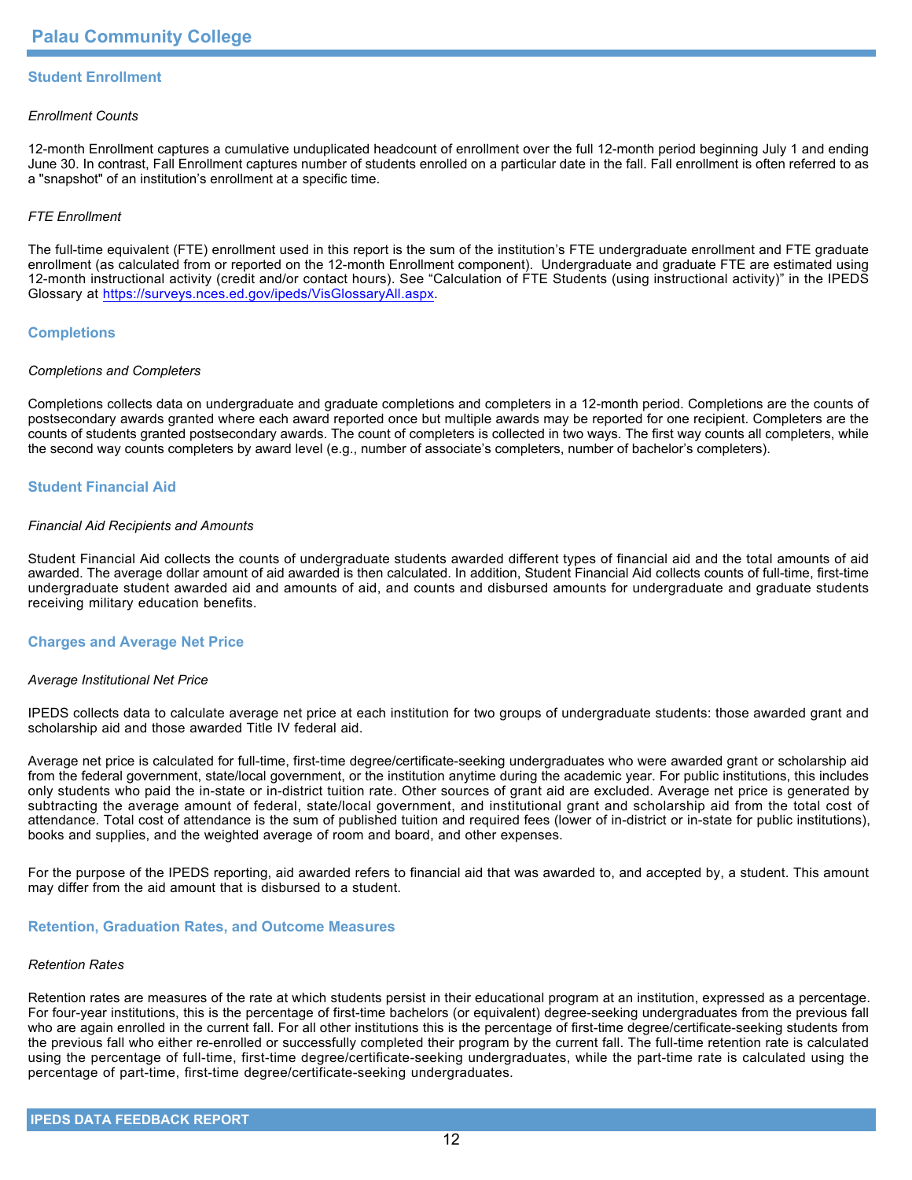## Student Enrollment

*Enrollment Counts*

12-month Enrollment captures a cumulative unduplicated headcount of enrollment over the full 12-month period beginning July 1 and ending June 30. In contrast, Fall Enrollment captures number of students enrolled on a particular date in the fall. Fall enrollment is often referred to as a "snapshot" of an institution's enrollment at a specific time.

*FTE Enrollment*

The full-time equivalent (FTE) enrollment used in this report is the sum of the institution's FTE undergraduate enrollment and FTE graduate enrollment (as calculated from or reported on the 12-month Enrollment component). Undergraduate and graduate FTE are estimated using 12-month instructional activity (credit and/or contact hours). See "Calculation of FTE Students (using instructional activity)" in the IPEDS Glossary at https://surveys.nces.ed.gov/ipeds/VisGlossaryAll.aspx.

## Completions

*Completions and Completers*

Completions collects data on undergraduate and graduate completions and completers in a 12-month period. Completions are the counts of postsecondary awards granted where each award reported once but multiple awards may be reported for one recipient. Completers are the counts of students granted postsecondary awards. The count of completers is collected in two ways. The first way counts all completers, while the second way counts completers by award level (e.g., number of associate's completers, number of bachelor's completers).

## Student Financial Aid

*Financial Aid Recipients and Amounts*

Student Financial Aid collects the counts of undergraduate students awarded different types of financial aid and the total amounts of aid awarded. The average dollar amount of aid awarded is then calculated. In addition, Student Financial Aid collects counts of full-time, first-time undergraduate student awarded aid and amounts of aid, and counts and disbursed amounts for undergraduate and graduate students receiving military education benefits.

## Charges and Average Net Price

*Average Institutional Net Price*

IPEDS collects data to calculate average net price at each institution for two groups of undergraduate students: those awarded grant and scholarship aid and those awarded Title IV federal aid.

Average net price is calculated for full-time, first-time degree/certificate-seeking undergraduates who were awarded grant or scholarship aid from the federal government, state/local government, or the institution anytime during the academic year. For public institutions, this includes only students who paid the in-state or in-district tuition rate. Other sources of grant aid are excluded. Average net price is generated by subtracting the average amount of federal, state/local government, and institutional grant and scholarship aid from the total cost of attendance. Total cost of attendance is the sum of published tuition and required fees (lower of in-district or in-state for public institutions), books and supplies, and the weighted average of room and board, and other expenses.

For the purpose of the IPEDS reporting, aid awarded refers to financial aid that was awarded to, and accepted by, a student. This amount may differ from the aid amount that is disbursed to a student.

## Retention, Graduation Rates, and Outcome Measures

*Retention Rates*

Retention rates are measures of the rate at which students persist in their educational program at an institution, expressed as a percentage. For four-year institutions, this is the percentage of first-time bachelors (or equivalent) degree-seeking undergraduates from the previous fall who are again enrolled in the current fall. For all other institutions this is the percentage of first-time degree/certificate-seeking students from the previous fall who either re-enrolled or successfully completed their program by the current fall. The full-time retention rate is calculated using the percentage of full-time, first-time degree/certificate-seeking undergraduates, while the part-time rate is calculated using the percentage of part-time, first-time degree/certificate-seeking undergraduates.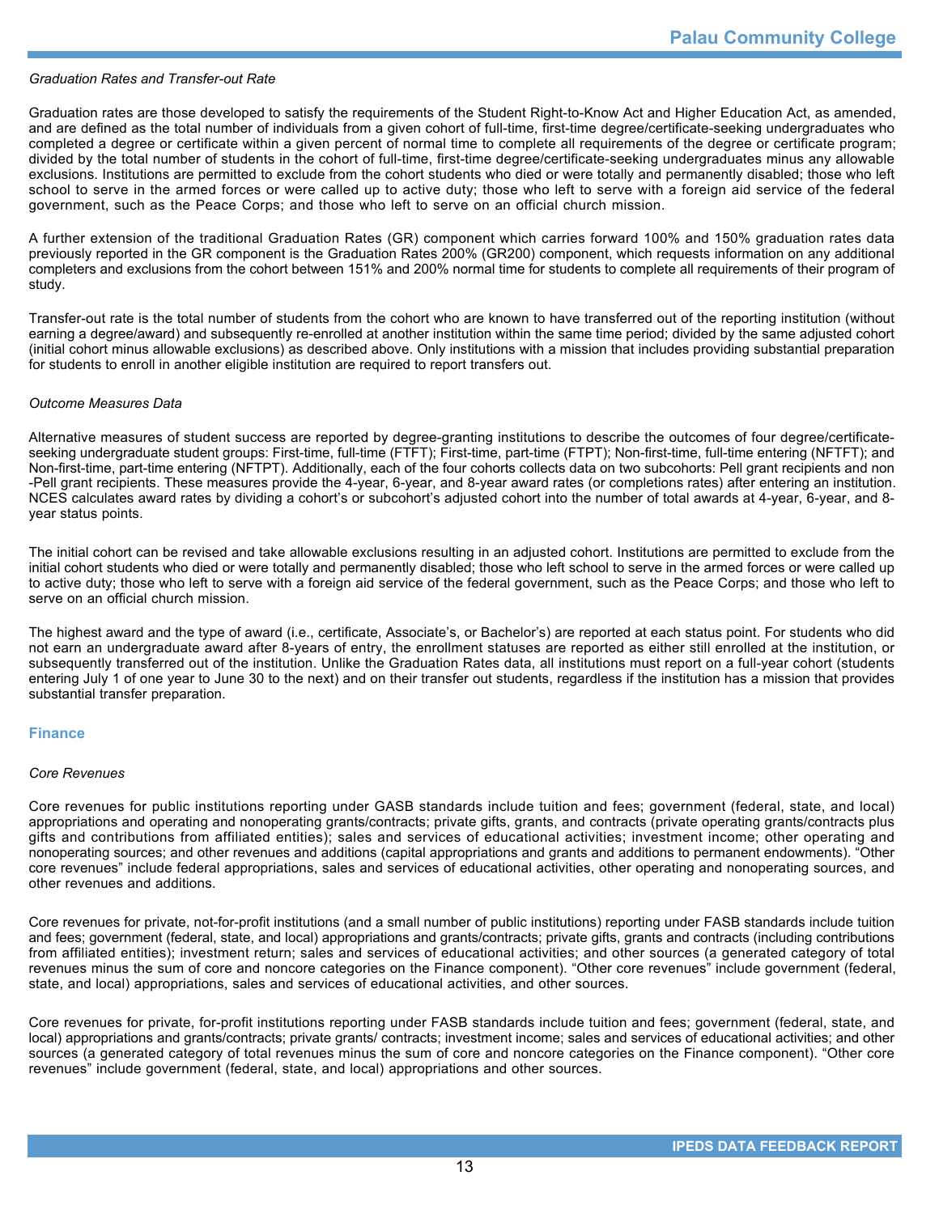*Graduation Rates and Transfer-out Rate*

Graduation rates are those developed to satisfy the requirements of the Student Right-to-Know Act and Higher Education Act, as amended, and are defined as the total number of individuals from a given cohort of full-time, first-time degree/certificate-seeking undergraduates who completed a degree or certificate within a given percent of normal time to complete all requirements of the degree or certificate program; divided by the total number of students in the cohort of full-time, first-time degree/certificate-seeking undergraduates minus any allowable exclusions. Institutions are permitted to exclude from the cohort students who died or were totally and permanently disabled; those who left school to serve in the armed forces or were called up to active duty; those who left to serve with a foreign aid service of the federal government, such as the Peace Corps; and those who left to serve on an official church mission.

A further extension of the traditional Graduation Rates (GR) component which carries forward 100% and 150% graduation rates data previously reported in the GR component is the Graduation Rates 200% (GR200) component, which requests information on any additional completers and exclusions from the cohort between 151% and 200% normal time for students to complete all requirements of their program of study.

Transfer-out rate is the total number of students from the cohort who are known to have transferred out of the reporting institution (without earning a degree/award) and subsequently re-enrolled at another institution within the same time period; divided by the same adjusted cohort (initial cohort minus allowable exclusions) as described above. Only institutions with a mission that includes providing substantial preparation for students to enroll in another eligible institution are required to report transfers out.

*Outcome Measures Data*

Alternative measures of student success are reported by degree-granting institutions to describe the outcomes of four degree/certificate-seeking undergraduate student groups: First-time, full-time (FTFT); First-time, part-time (FTPT); Non-first-time, full-time entering (NFTFT); and Non-first-time, part-time entering (NFTPT). Additionally, each of the four cohorts collects data on two subcohorts: Pell grant recipients and non-Pell grant recipients. These measures provide the 4-year, 6-year, and 8-year award rates (or completions rates) after entering an institution. NCES calculates award rates by dividing a cohort's or subcohort's adjusted cohort into the number of total awards at 4-year, 6-year, and 8-year status points.

The initial cohort can be revised and take allowable exclusions resulting in an adjusted cohort. Institutions are permitted to exclude from the initial cohort students who died or were totally and permanently disabled; those who left school to serve in the armed forces or were called up to active duty; those who left to serve with a foreign aid service of the federal government, such as the Peace Corps; and those who left to serve on an official church mission.

The highest award and the type of award (i.e., certificate, Associate's, or Bachelor's) are reported at each status point. For students who did not earn an undergraduate award after 8-years of entry, the enrollment statuses are reported as either still enrolled at the institution, or subsequently transferred out of the institution. Unlike the Graduation Rates data, all institutions must report on a full-year cohort (students entering July 1 of one year to June 30 to the next) and on their transfer out students, regardless if the institution has a mission that provides substantial transfer preparation.

## Finance

*Core Revenues*

Core revenues for public institutions reporting under GASB standards include tuition and fees; government (federal, state, and local) appropriations and operating and nonoperating grants/contracts; private gifts, grants, and contracts (private operating grants/contracts plus gifts and contributions from affiliated entities); sales and services of educational activities; investment income; other operating and nonoperating sources; and other revenues and additions (capital appropriations and grants and additions to permanent endowments). "Other core revenues" include federal appropriations, sales and services of educational activities, other operating and nonoperating sources, and other revenues and additions.

Core revenues for private, not-for-profit institutions (and a small number of public institutions) reporting under FASB standards include tuition and fees; government (federal, state, and local) appropriations and grants/contracts; private gifts, grants and contracts (including contributions from affiliated entities); investment return; sales and services of educational activities; and other sources (a generated category of total revenues minus the sum of core and noncore categories on the Finance component). "Other core revenues" include government (federal, state, and local) appropriations, sales and services of educational activities, and other sources.

Core revenues for private, for-profit institutions reporting under FASB standards include tuition and fees; government (federal, state, and local) appropriations and grants/contracts; private grants/ contracts; investment income; sales and services of educational activities; and other sources (a generated category of total revenues minus the sum of core and noncore categories on the Finance component). "Other core revenues" include government (federal, state, and local) appropriations and other sources.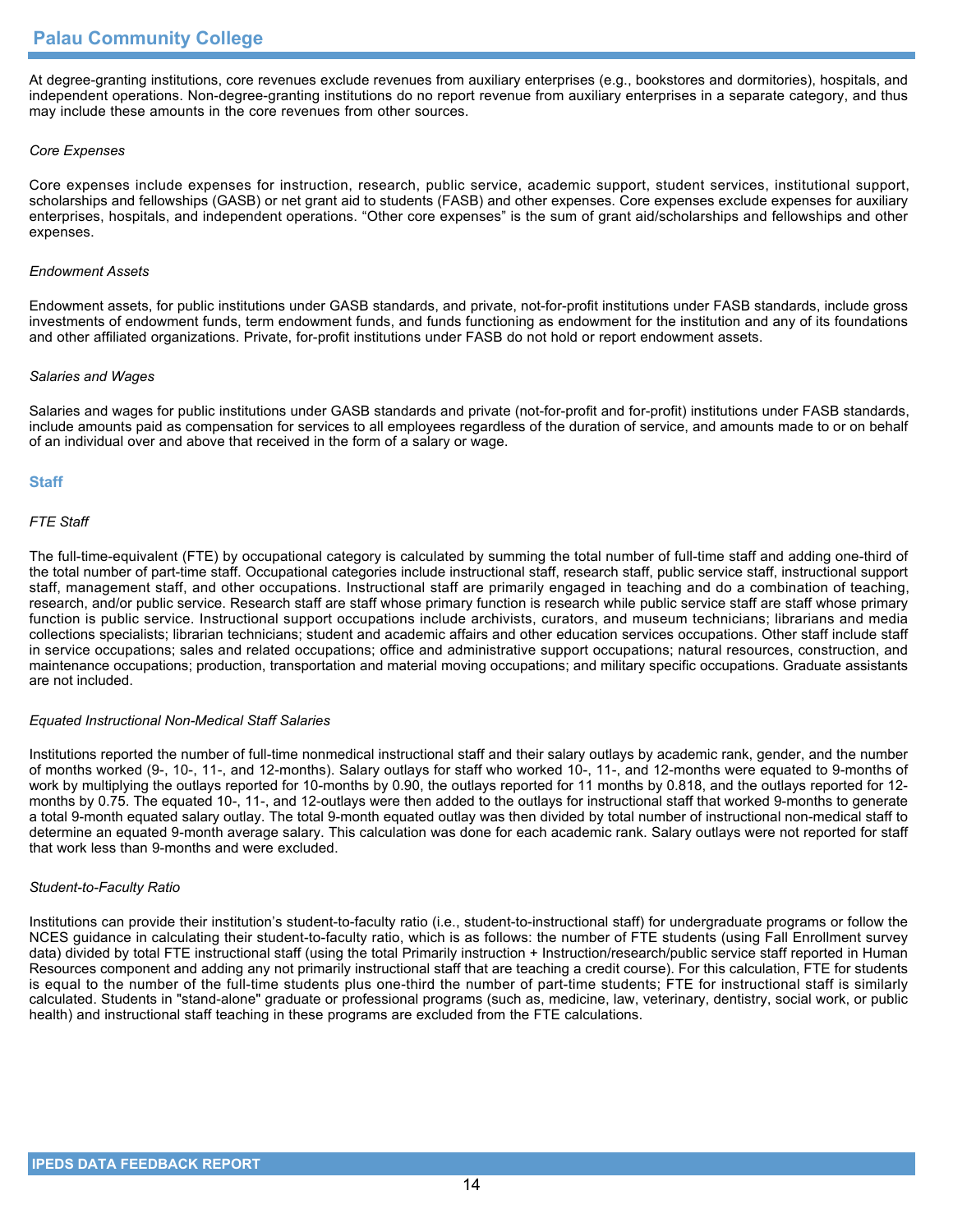At degree-granting institutions, core revenues exclude revenues from auxiliary enterprises (e.g., bookstores and dormitories), hospitals, and independent operations. Non-degree-granting institutions do no report revenue from auxiliary enterprises in a separate category, and thus may include these amounts in the core revenues from other sources.

*Core Expenses*

Core expenses include expenses for instruction, research, public service, academic support, student services, institutional support, scholarships and fellowships (GASB) or net grant aid to students (FASB) and other expenses. Core expenses exclude expenses for auxiliary enterprises, hospitals, and independent operations. “Other core expenses” is the sum of grant aid/scholarships and fellowships and other expenses.

*Endowment Assets*

Endowment assets, for public institutions under GASB standards, and private, not-for-profit institutions under FASB standards, include gross investments of endowment funds, term endowment funds, and funds functioning as endowment for the institution and any of its foundations and other affiliated organizations. Private, for-profit institutions under FASB do not hold or report endowment assets.

*Salaries and Wages*

Salaries and wages for public institutions under GASB standards and private (not-for-profit and for-profit) institutions under FASB standards, include amounts paid as compensation for services to all employees regardless of the duration of service, and amounts made to or on behalf of an individual over and above that received in the form of a salary or wage.

## Staff

*FTE Staff*

The full-time-equivalent (FTE) by occupational category is calculated by summing the total number of full-time staff and adding one-third of the total number of part-time staff. Occupational categories include instructional staff, research staff, public service staff, instructional support staff, management staff, and other occupations. Instructional staff are primarily engaged in teaching and do a combination of teaching, research, and/or public service. Research staff are staff whose primary function is research while public service staff are staff whose primary function is public service. Instructional support occupations include archivists, curators, and museum technicians; librarians and media collections specialists; librarian technicians; student and academic affairs and other education services occupations. Other staff include staff in service occupations; sales and related occupations; office and administrative support occupations; natural resources, construction, and maintenance occupations; production, transportation and material moving occupations; and military specific occupations. Graduate assistants are not included.

*Equated Instructional Non-Medical Staff Salaries*

Institutions reported the number of full-time nonmedical instructional staff and their salary outlays by academic rank, gender, and the number of months worked (9-, 10-, 11-, and 12-months). Salary outlays for staff who worked 10-, 11-, and 12-months were equated to 9-months of work by multiplying the outlays reported for 10-months by 0.90, the outlays reported for 11 months by 0.818, and the outlays reported for 12-months by 0.75. The equated 10-, 11-, and 12-outlays were then added to the outlays for instructional staff that worked 9-months to generate a total 9-month equated salary outlay. The total 9-month equated outlay was then divided by total number of instructional non-medical staff to determine an equated 9-month average salary. This calculation was done for each academic rank. Salary outlays were not reported for staff that work less than 9-months and were excluded.

*Student-to-Faculty Ratio*

Institutions can provide their institution’s student-to-faculty ratio (i.e., student-to-instructional staff) for undergraduate programs or follow the NCES guidance in calculating their student-to-faculty ratio, which is as follows: the number of FTE students (using Fall Enrollment survey data) divided by total FTE instructional staff (using the total Primarily instruction + Instruction/research/public service staff reported in Human Resources component and adding any not primarily instructional staff that are teaching a credit course). For this calculation, FTE for students is equal to the number of the full-time students plus one-third the number of part-time students; FTE for instructional staff is similarly calculated. Students in "stand-alone" graduate or professional programs (such as, medicine, law, veterinary, dentistry, social work, or public health) and instructional staff teaching in these programs are excluded from the FTE calculations.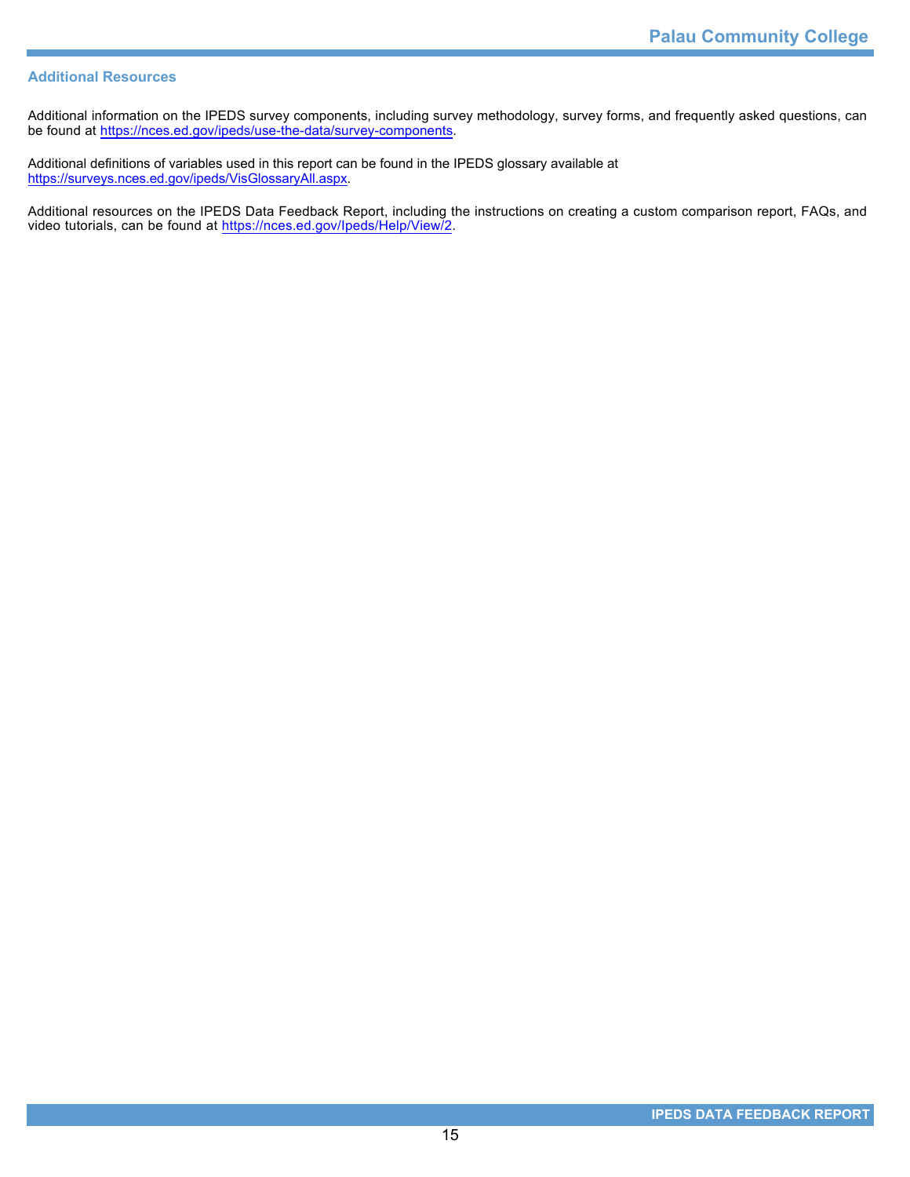## Additional Resources

Additional information on the IPEDS survey components, including survey methodology, survey forms, and frequently asked questions, can be found at https://nces.ed.gov/ipeds/use-the-data/survey-components.

Additional definitions of variables used in this report can be found in the IPEDS glossary available at https://surveys.nces.ed.gov/ipeds/VisGlossaryAll.aspx.

Additional resources on the IPEDS Data Feedback Report, including the instructions on creating a custom comparison report, FAQs, and video tutorials, can be found at https://nces.ed.gov/Ipeds/Help/View/2.